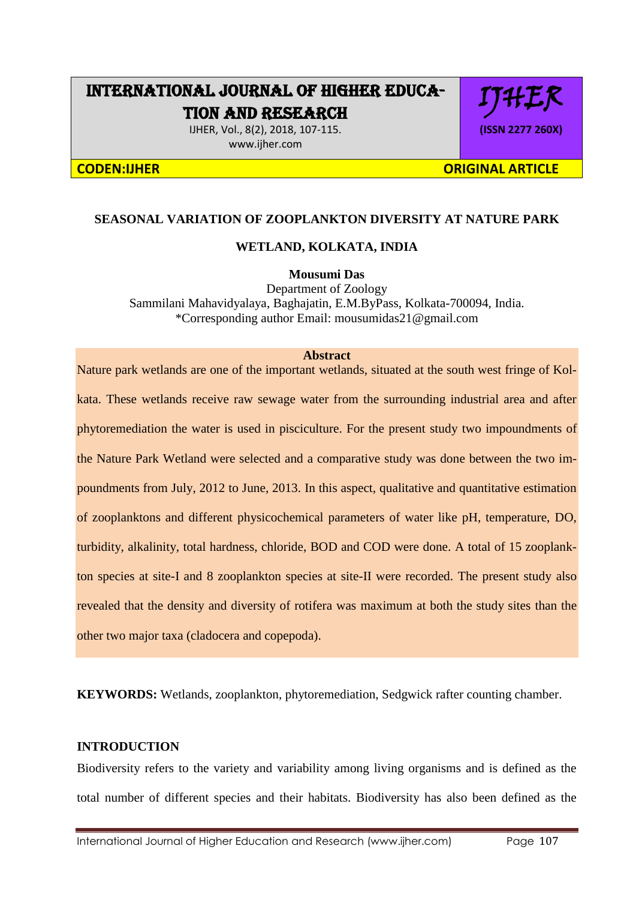## SEASONAL VARIATION OF ZOOPLANKTON DIVERSITY AT NATURE PARK WETLAND, KOLKATA, INDIA

**Mousumi Das**

Department of Zoology
Sammilani Mahavidyalaya, Baghajatin, E.M.ByPass, Kolkata-700094, India.
*Corresponding author Email: mousumidas21@gmail.com

### Abstract

Nature park wetlands are one of the important wetlands, situated at the south west fringe of Kolkata. These wetlands receive raw sewage water from the surrounding industrial area and after phytoremediation the water is used in pisciculture. For the present study two impoundments of the Nature Park Wetland were selected and a comparative study was done between the two impoundments from July, 2012 to June, 2013. In this aspect, qualitative and quantitative estimation of zooplanktons and different physicochemical parameters of water like pH, temperature, DO, turbidity, alkalinity, total hardness, chloride, BOD and COD were done. A total of 15 zooplankton species at site-I and 8 zooplankton species at site-II were recorded. The present study also revealed that the density and diversity of rotifera was maximum at both the study sites than the other two major taxa (cladocera and copepoda).

**KEYWORDS:** Wetlands, zooplankton, phytoremediation, Sedgwick rafter counting chamber.

### INTRODUCTION

Biodiversity refers to the variety and variability among living organisms and is defined as the total number of different species and their habitats. Biodiversity has also been defined as the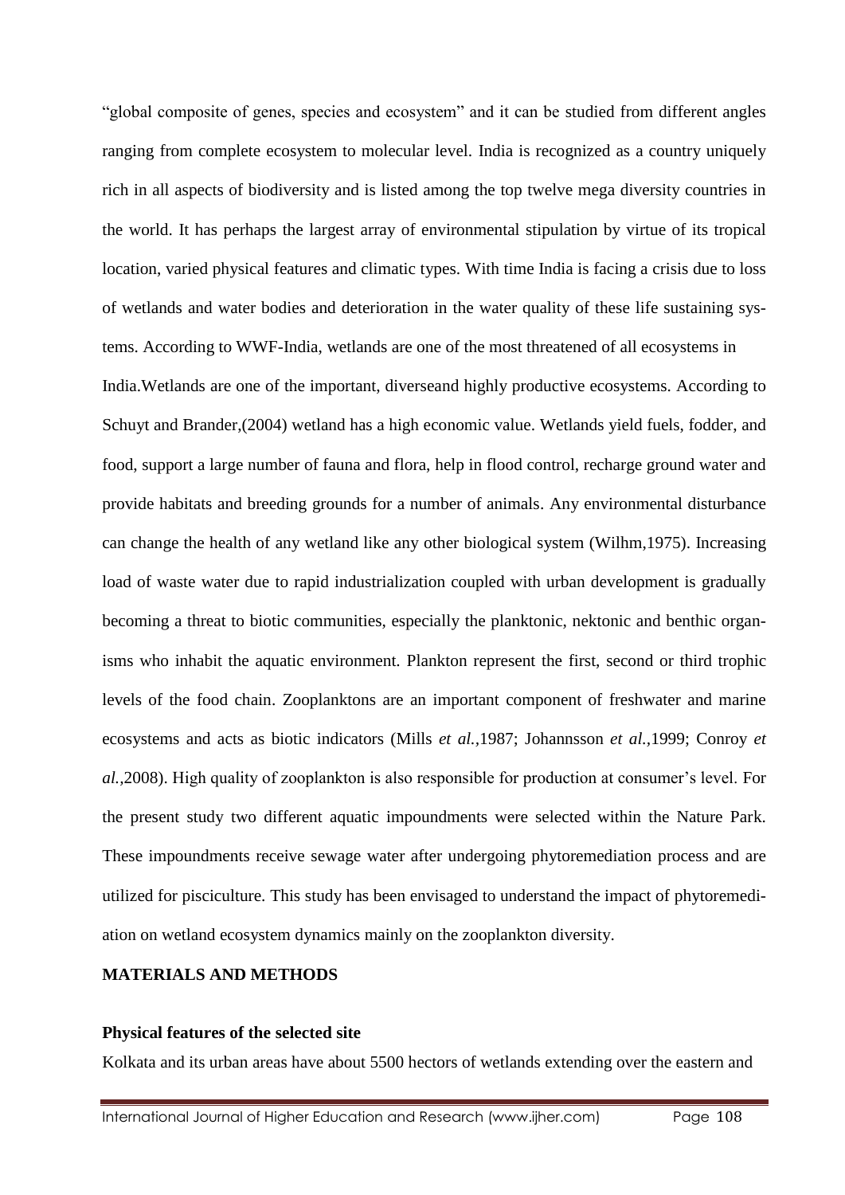"global composite of genes, species and ecosystem" and it can be studied from different angles ranging from complete ecosystem to molecular level. India is recognized as a country uniquely rich in all aspects of biodiversity and is listed among the top twelve mega diversity countries in the world. It has perhaps the largest array of environmental stipulation by virtue of its tropical location, varied physical features and climatic types. With time India is facing a crisis due to loss of wetlands and water bodies and deterioration in the water quality of these life sustaining systems. According to WWF-India, wetlands are one of the most threatened of all ecosystems in India.Wetlands are one of the important, diverseand highly productive ecosystems. According to Schuyt and Brander,(2004) wetland has a high economic value. Wetlands yield fuels, fodder, and food, support a large number of fauna and flora, help in flood control, recharge ground water and provide habitats and breeding grounds for a number of animals. Any environmental disturbance can change the health of any wetland like any other biological system (Wilhm,1975). Increasing load of waste water due to rapid industrialization coupled with urban development is gradually becoming a threat to biotic communities, especially the planktonic, nektonic and benthic organisms who inhabit the aquatic environment. Plankton represent the first, second or third trophic levels of the food chain. Zooplanktons are an important component of freshwater and marine ecosystems and acts as biotic indicators (Mills *et al.*,1987; Johannsson *et al.*,1999; Conroy *et al.*,2008). High quality of zooplankton is also responsible for production at consumer's level. For the present study two different aquatic impoundments were selected within the Nature Park. These impoundments receive sewage water after undergoing phytoremediation process and are utilized for pisciculture. This study has been envisaged to understand the impact of phytoremediation on wetland ecosystem dynamics mainly on the zooplankton diversity.

## MATERIALS AND METHODS

### Physical features of the selected site

Kolkata and its urban areas have about 5500 hectors of wetlands extending over the eastern and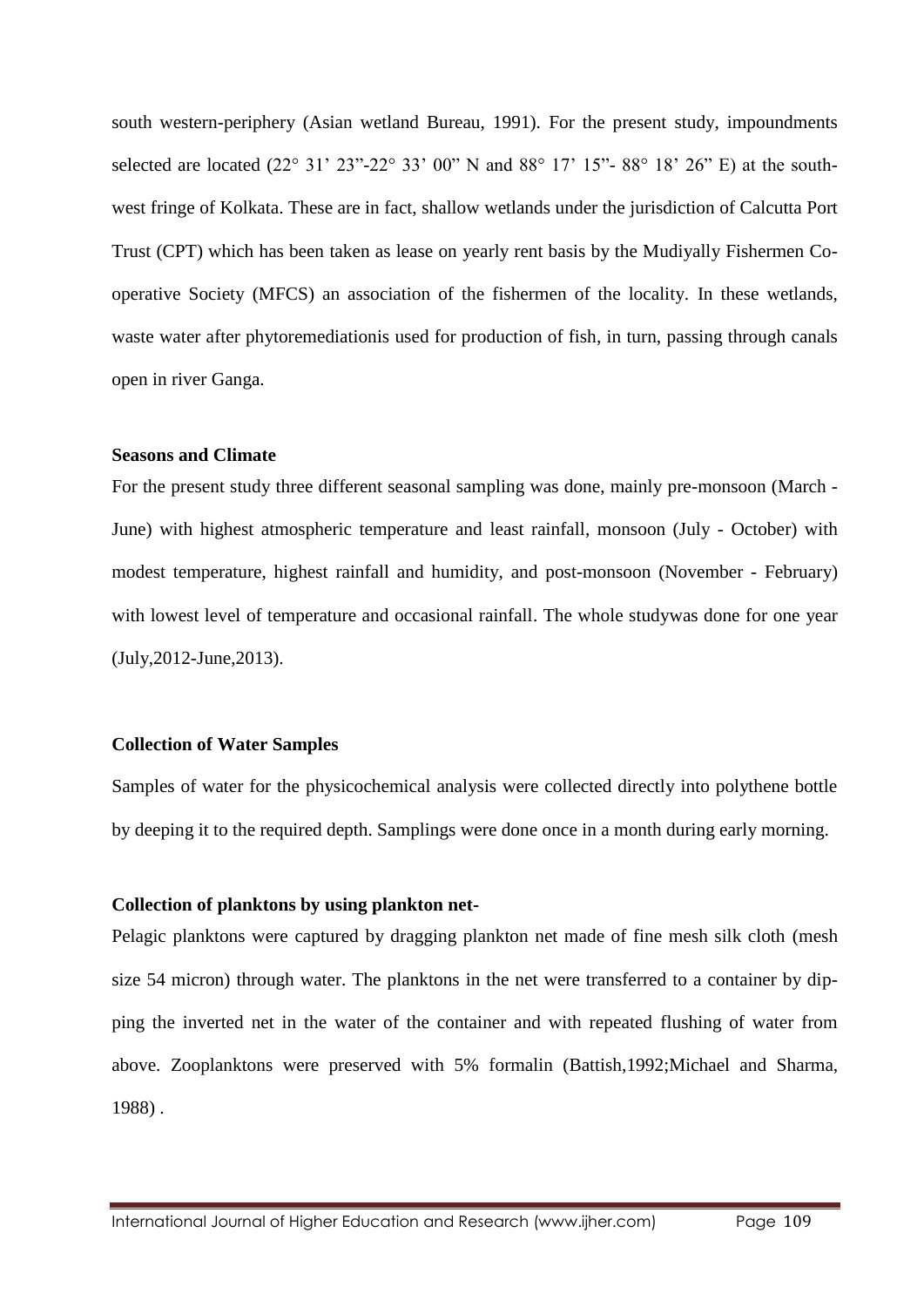south western-periphery (Asian wetland Bureau, 1991). For the present study, impoundments selected are located (22° 31' 23"-22° 33' 00" N and 88° 17' 15"- 88° 18' 26" E) at the south-west fringe of Kolkata. These are in fact, shallow wetlands under the jurisdiction of Calcutta Port Trust (CPT) which has been taken as lease on yearly rent basis by the Mudiyally Fishermen Co-operative Society (MFCS) an association of the fishermen of the locality. In these wetlands, waste water after phytoremediationis used for production of fish, in turn, passing through canals open in river Ganga.

**Seasons and Climate**

For the present study three different seasonal sampling was done, mainly pre-monsoon (March - June) with highest atmospheric temperature and least rainfall, monsoon (July - October) with modest temperature, highest rainfall and humidity, and post-monsoon (November - February) with lowest level of temperature and occasional rainfall. The whole studywas done for one year (July,2012-June,2013).

**Collection of Water Samples**

Samples of water for the physicochemical analysis were collected directly into polythene bottle by deeping it to the required depth. Samplings were done once in a month during early morning.

**Collection of planktons by using plankton net-**

Pelagic planktons were captured by dragging plankton net made of fine mesh silk cloth (mesh size 54 micron) through water. The planktons in the net were transferred to a container by dip-ping the inverted net in the water of the container and with repeated flushing of water from above. Zooplanktons were preserved with 5% formalin (Battish,1992;Michael and Sharma, 1988) .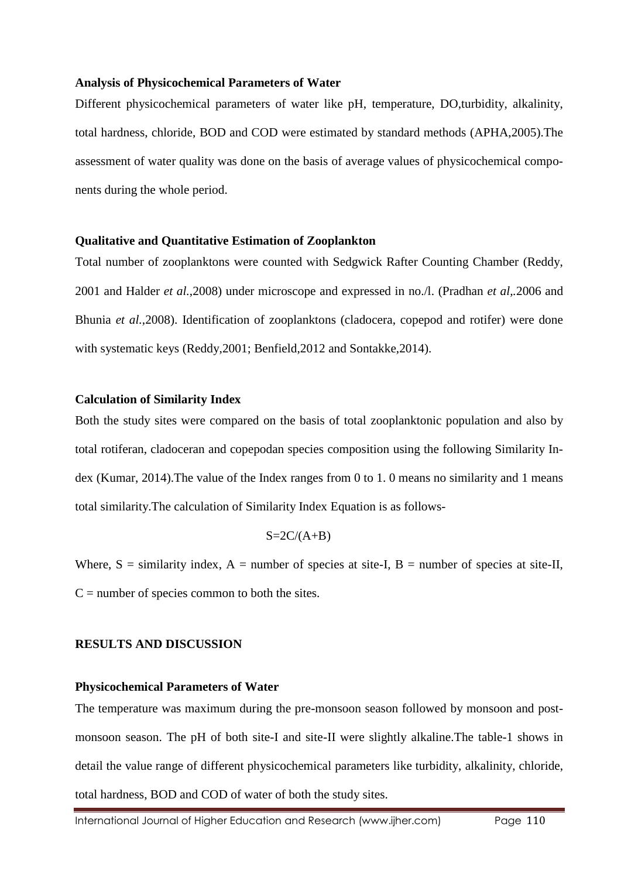### Analysis of Physicochemical Parameters of Water

Different physicochemical parameters of water like pH, temperature, DO,turbidity, alkalinity, total hardness, chloride, BOD and COD were estimated by standard methods (APHA,2005).The assessment of water quality was done on the basis of average values of physicochemical components during the whole period.

### Qualitative and Quantitative Estimation of Zooplankton

Total number of zooplanktons were counted with Sedgwick Rafter Counting Chamber (Reddy, 2001 and Halder *et al.*,2008) under microscope and expressed in no./l. (Pradhan *et al*,.2006 and Bhunia *et al*.,2008). Identification of zooplanktons (cladocera, copepod and rotifer) were done with systematic keys (Reddy,2001; Benfield,2012 and Sontakke,2014).

### Calculation of Similarity Index

Both the study sites were compared on the basis of total zooplanktonic population and also by total rotiferan, cladoceran and copepodan species composition using the following Similarity Index (Kumar, 2014).The value of the Index ranges from 0 to 1. 0 means no similarity and 1 means total similarity.The calculation of Similarity Index Equation is as follows-

$$S=2C/(A+B)$$

Where, S = similarity index, A = number of species at site-I, B = number of species at site-II, C = number of species common to both the sites.

## RESULTS AND DISCUSSION

### Physicochemical Parameters of Water

The temperature was maximum during the pre-monsoon season followed by monsoon and post-monsoon season. The pH of both site-I and site-II were slightly alkaline.The table-1 shows in detail the value range of different physicochemical parameters like turbidity, alkalinity, chloride, total hardness, BOD and COD of water of both the study sites.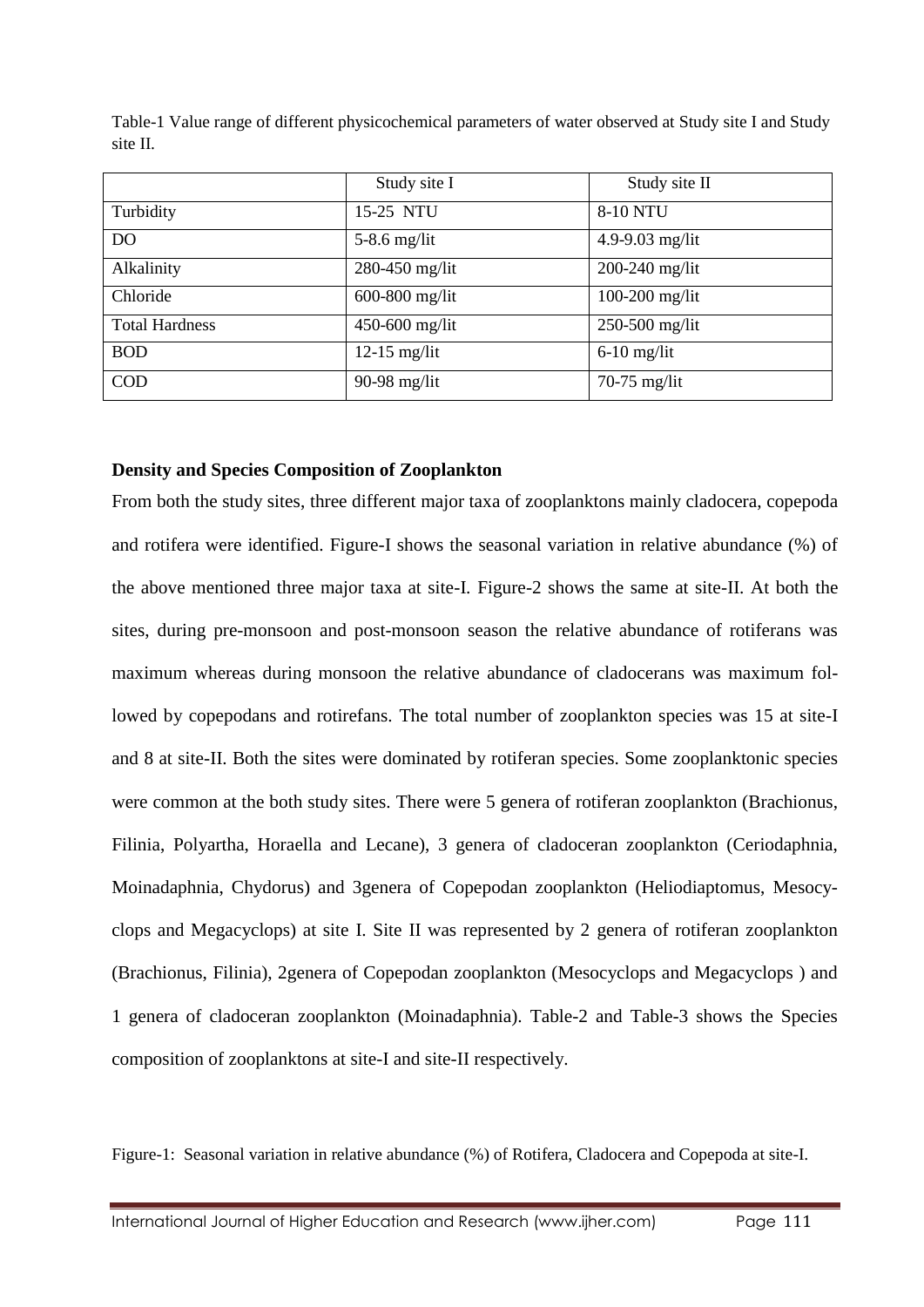Table-1 Value range of different physicochemical parameters of water observed at Study site I and Study site II.

| | Study site I | Study site II |
|---|---|---|
| Turbidity | 15-25 NTU | 8-10 NTU |
| DO | 5-8.6 mg/lit | 4.9-9.03 mg/lit |
| Alkalinity | 280-450 mg/lit | 200-240 mg/lit |
| Chloride | 600-800 mg/lit | 100-200 mg/lit |
| Total Hardness | 450-600 mg/lit | 250-500 mg/lit |
| BOD | 12-15 mg/lit | 6-10 mg/lit |
| COD | 90-98 mg/lit | 70-75 mg/lit |

### Density and Species Composition of Zooplankton

From both the study sites, three different major taxa of zooplanktons mainly cladocera, copepoda and rotifera were identified. Figure-I shows the seasonal variation in relative abundance (%) of the above mentioned three major taxa at site-I. Figure-2 shows the same at site-II. At both the sites, during pre-monsoon and post-monsoon season the relative abundance of rotiferans was maximum whereas during monsoon the relative abundance of cladocerans was maximum followed by copepodans and rotirefans. The total number of zooplankton species was 15 at site-I and 8 at site-II. Both the sites were dominated by rotiferan species. Some zooplanktonic species were common at the both study sites. There were 5 genera of rotiferan zooplankton (Brachionus, Filinia, Polyartha, Horaella and Lecane), 3 genera of cladoceran zooplankton (Ceriodaphnia, Moinadaphnia, Chydorus) and 3genera of Copepodan zooplankton (Heliodiaptomus, Mesocyclops and Megacyclops) at site I. Site II was represented by 2 genera of rotiferan zooplankton (Brachionus, Filinia), 2genera of Copepodan zooplankton (Mesocyclops and Megacyclops ) and 1 genera of cladoceran zooplankton (Moinadaphnia). Table-2 and Table-3 shows the Species composition of zooplanktons at site-I and site-II respectively.

Figure-1: Seasonal variation in relative abundance (%) of Rotifera, Cladocera and Copepoda at site-I.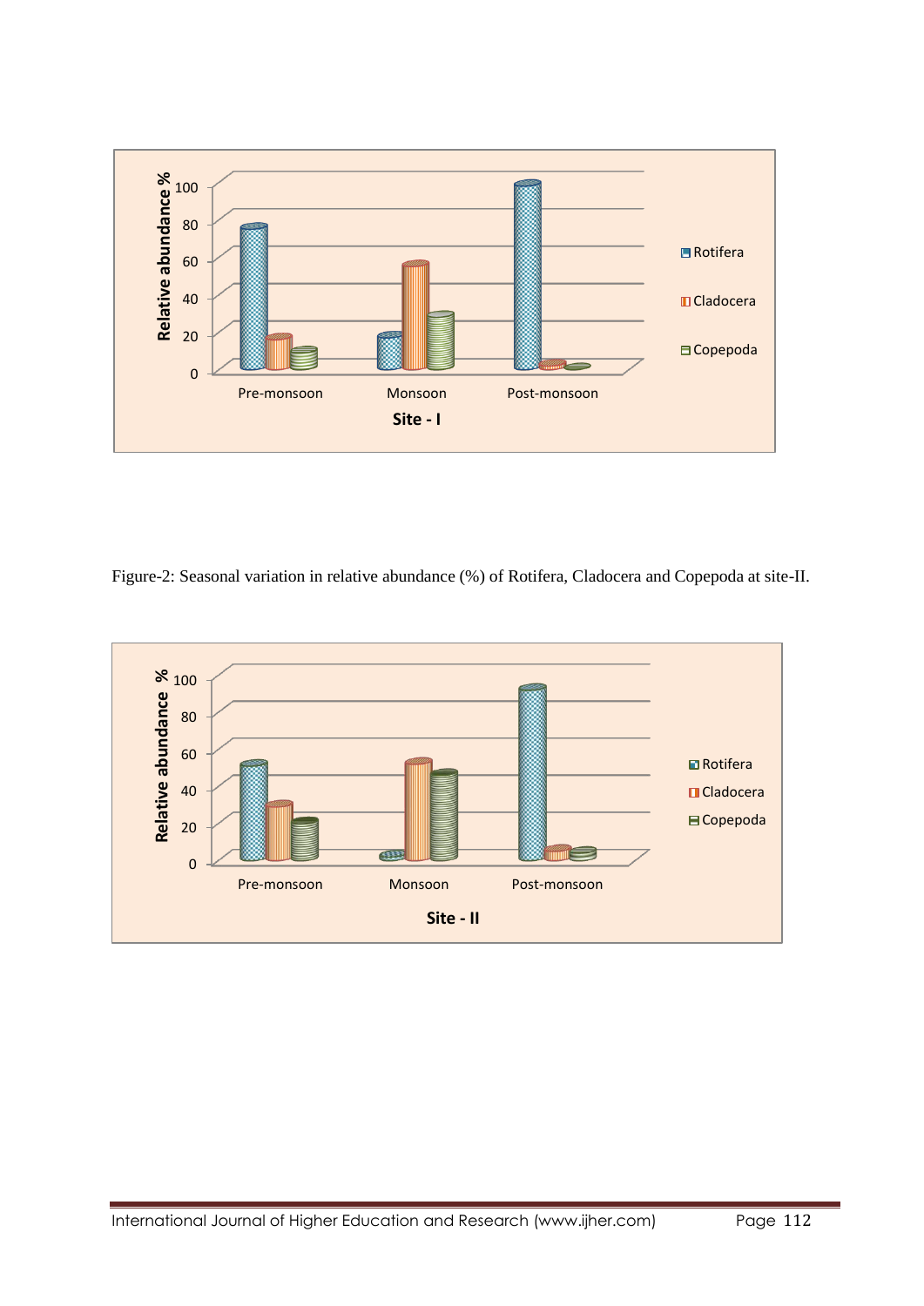Figure-2: Seasonal variation in relative abundance (%) of Rotifera, Cladocera and Copepoda at site-II.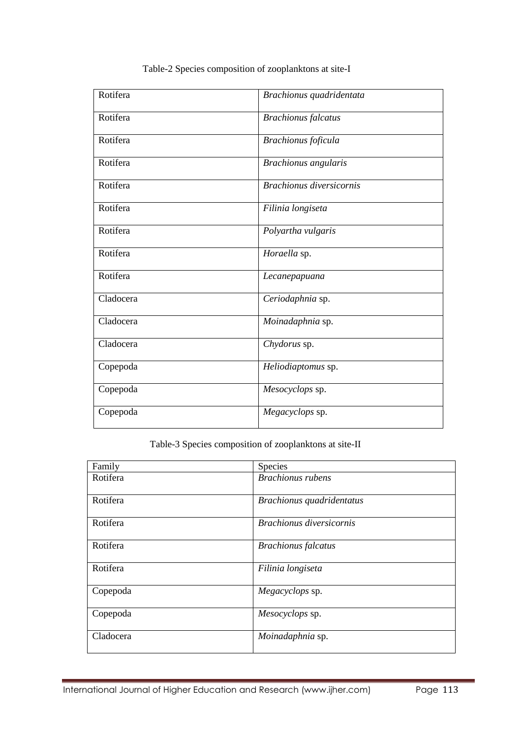Table-2 Species composition of zooplanktons at site-I

| | |
|---|---|
| Rotifera | *Brachionus quadridentata* |
| Rotifera | *Brachionus falcatus* |
| Rotifera | *Brachionus foficula* |
| Rotifera | *Brachionus angularis* |
| Rotifera | *Brachionus diversicornis* |
| Rotifera | *Filinia longiseta* |
| Rotifera | *Polyartha vulgaris* |
| Rotifera | *Horaella* sp. |
| Rotifera | *Lecanepapuana* |
| Cladocera | *Ceriodaphnia* sp. |
| Cladocera | *Moinadaphnia* sp. |
| Cladocera | *Chydorus* sp. |
| Copepoda | *Heliodiaptomus* sp. |
| Copepoda | *Mesocyclops* sp. |
| Copepoda | *Megacyclops* sp. |

Table-3 Species composition of zooplanktons at site-II

| Family | Species |
|---|---|
| Rotifera | *Brachionus rubens* |
| Rotifera | *Brachionus quadridentatus* |
| Rotifera | *Brachionus diversicornis* |
| Rotifera | *Brachionus falcatus* |
| Rotifera | *Filinia longiseta* |
| Copepoda | *Megacyclops* sp. |
| Copepoda | *Mesocyclops* sp. |
| Cladocera | *Moinadaphnia* sp. |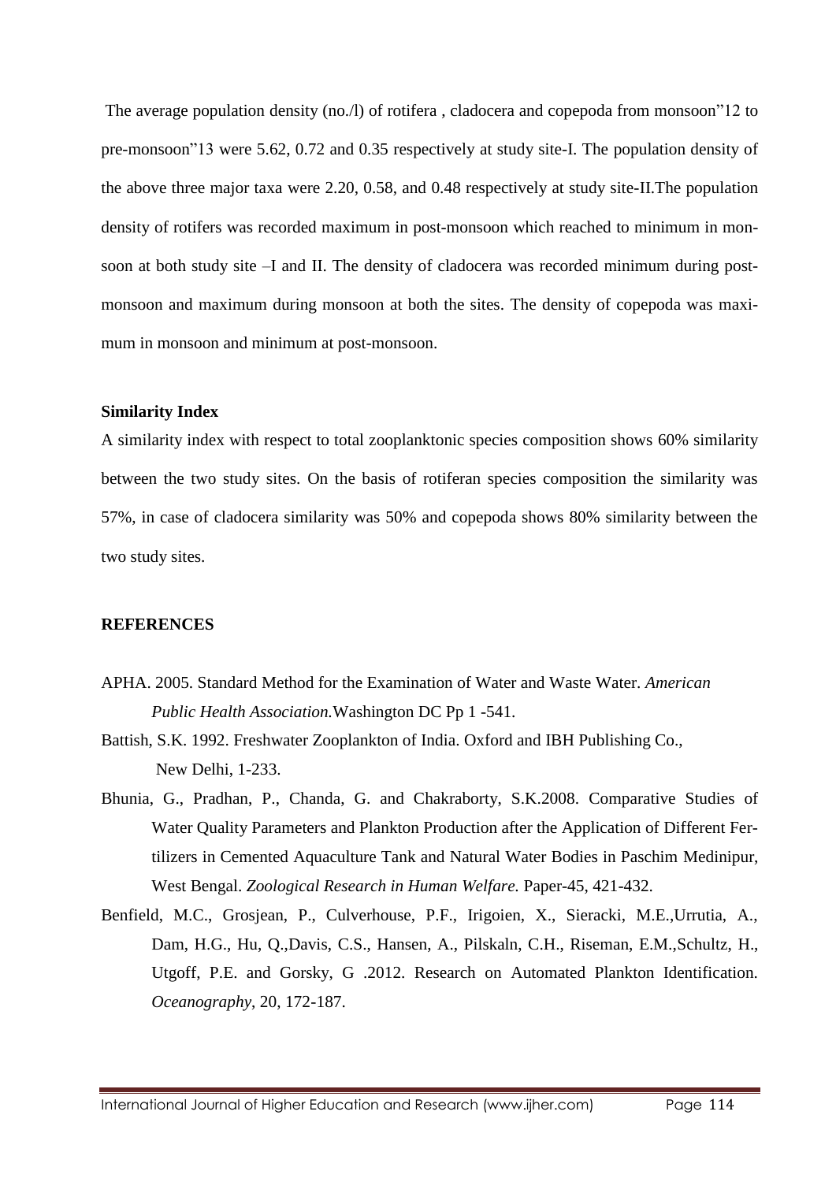The average population density (no./l) of rotifera , cladocera and copepoda from monsoon"12 to pre-monsoon"13 were 5.62, 0.72 and 0.35 respectively at study site-I. The population density of the above three major taxa were 2.20, 0.58, and 0.48 respectively at study site-II.The population density of rotifers was recorded maximum in post-monsoon which reached to minimum in monsoon at both study site –I and II. The density of cladocera was recorded minimum during post-monsoon and maximum during monsoon at both the sites. The density of copepoda was maximum in monsoon and minimum at post-monsoon.

**Similarity Index**

A similarity index with respect to total zooplanktonic species composition shows 60% similarity between the two study sites. On the basis of rotiferan species composition the similarity was 57%, in case of cladocera similarity was 50% and copepoda shows 80% similarity between the two study sites.

**REFERENCES**

APHA. 2005. Standard Method for the Examination of Water and Waste Water. *American Public Health Association.*Washington DC Pp 1 -541.

Battish, S.K. 1992. Freshwater Zooplankton of India. Oxford and IBH Publishing Co., New Delhi, 1-233.

Bhunia, G., Pradhan, P., Chanda, G. and Chakraborty, S.K.2008. Comparative Studies of Water Quality Parameters and Plankton Production after the Application of Different Fertilizers in Cemented Aquaculture Tank and Natural Water Bodies in Paschim Medinipur, West Bengal. *Zoological Research in Human Welfare.* Paper-45, 421-432.

Benfield, M.C., Grosjean, P., Culverhouse, P.F., Irigoien, X., Sieracki, M.E.,Urrutia, A., Dam, H.G., Hu, Q.,Davis, C.S., Hansen, A., Pilskaln, C.H., Riseman, E.M.,Schultz, H., Utgoff, P.E. and Gorsky, G .2012. Research on Automated Plankton Identification. *Oceanography*, 20, 172-187.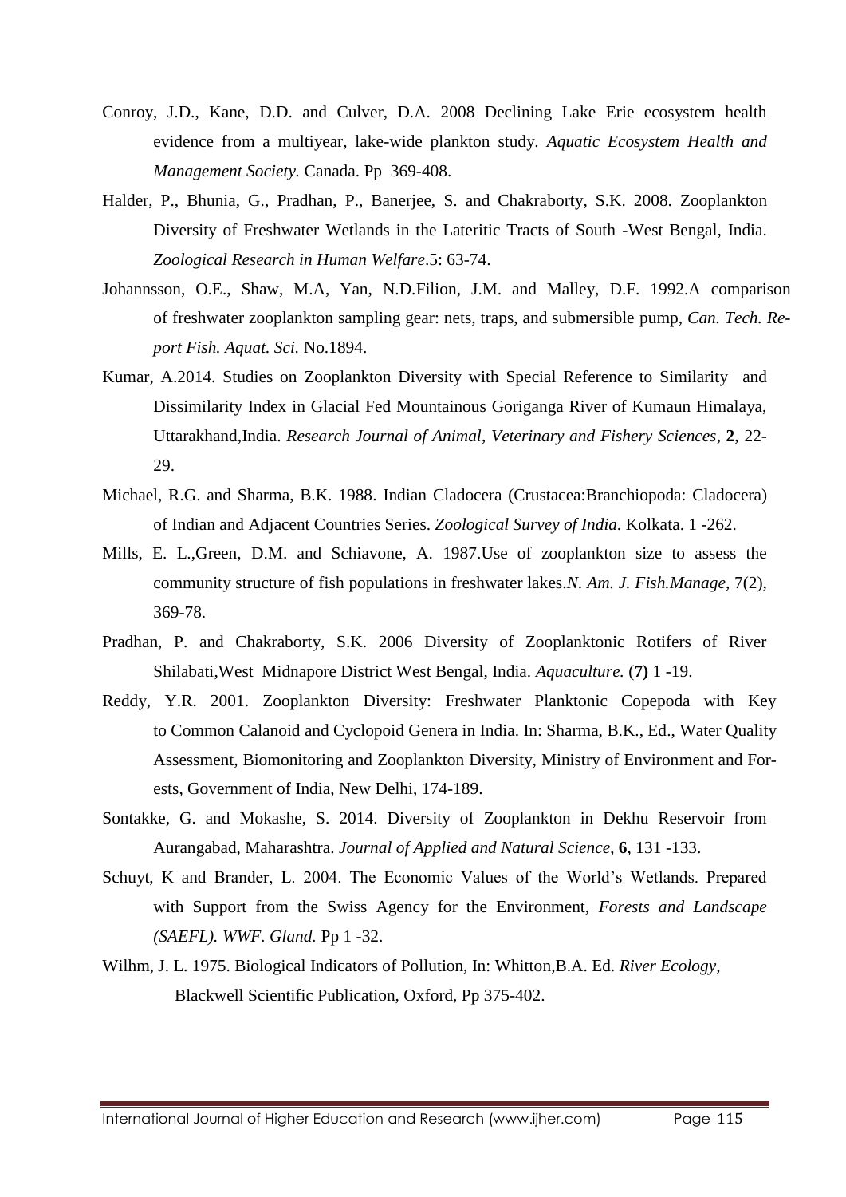Conroy, J.D., Kane, D.D. and Culver, D.A. 2008 Declining Lake Erie ecosystem health evidence from a multiyear, lake-wide plankton study. *Aquatic Ecosystem Health and Management Society.* Canada. Pp 369-408.

Halder, P., Bhunia, G., Pradhan, P., Banerjee, S. and Chakraborty, S.K. 2008. Zooplankton Diversity of Freshwater Wetlands in the Lateritic Tracts of South -West Bengal, India. *Zoological Research in Human Welfare*.5: 63-74.

Johannsson, O.E., Shaw, M.A, Yan, N.D.Filion, J.M. and Malley, D.F. 1992.A comparison of freshwater zooplankton sampling gear: nets, traps, and submersible pump, *Can. Tech. Report Fish. Aquat. Sci.* No.1894.

Kumar, A.2014. Studies on Zooplankton Diversity with Special Reference to Similarity and Dissimilarity Index in Glacial Fed Mountainous Goriganga River of Kumaun Himalaya, Uttarakhand,India. *Research Journal of Animal*, *Veterinary and Fishery Sciences*, **2**, 22-29.

Michael, R.G. and Sharma, B.K. 1988. Indian Cladocera (Crustacea:Branchiopoda: Cladocera) of Indian and Adjacent Countries Series. *Zoological Survey of India*. Kolkata. 1 -262.

Mills, E. L.,Green, D.M. and Schiavone, A. 1987.Use of zooplankton size to assess the community structure of fish populations in freshwater lakes.*N. Am. J. Fish.Manage*, 7(2), 369-78.

Pradhan, P. and Chakraborty, S.K. 2006 Diversity of Zooplanktonic Rotifers of River Shilabati,West Midnapore District West Bengal, India. *Aquaculture.* (**7)** 1 -19.

Reddy, Y.R. 2001. Zooplankton Diversity: Freshwater Planktonic Copepoda with Key to Common Calanoid and Cyclopoid Genera in India. In: Sharma, B.K., Ed., Water Quality Assessment, Biomonitoring and Zooplankton Diversity, Ministry of Environment and Forests, Government of India, New Delhi, 174-189.

Sontakke, G. and Mokashe, S. 2014. Diversity of Zooplankton in Dekhu Reservoir from Aurangabad, Maharashtra. *Journal of Applied and Natural Science*, **6**, 131 -133.

Schuyt, K and Brander, L. 2004. The Economic Values of the World's Wetlands. Prepared with Support from the Swiss Agency for the Environment, *Forests and Landscape (SAEFL). WWF. Gland.* Pp 1 -32.

Wilhm, J. L. 1975. Biological Indicators of Pollution, In: Whitton,B.A. Ed. *River Ecology*, Blackwell Scientific Publication, Oxford, Pp 375-402.